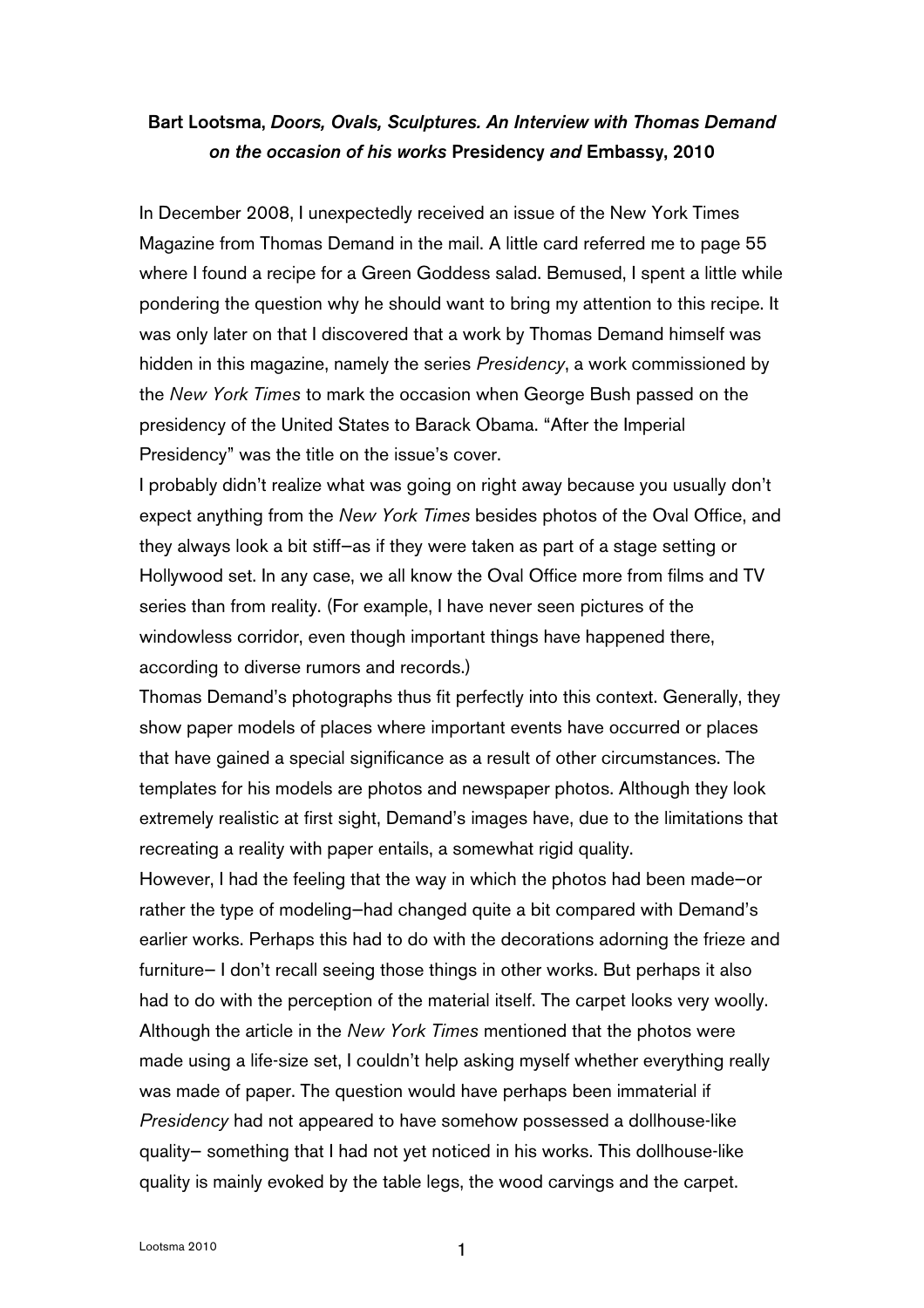**Bart Lootsma, *Doors, Ovals, Sculptures. An Interview with Thomas Demand on the occasion of his works* Presidency *and* Embassy, 2010**

In December 2008, I unexpectedly received an issue of the New York Times Magazine from Thomas Demand in the mail. A little card referred me to page 55 where I found a recipe for a Green Goddess salad. Bemused, I spent a little while pondering the question why he should want to bring my attention to this recipe. It was only later on that I discovered that a work by Thomas Demand himself was hidden in this magazine, namely the series *Presidency*, a work commissioned by the *New York Times* to mark the occasion when George Bush passed on the presidency of the United States to Barack Obama. "After the Imperial Presidency" was the title on the issue's cover.

I probably didn't realize what was going on right away because you usually don't expect anything from the *New York Times* besides photos of the Oval Office, and they always look a bit stiff–as if they were taken as part of a stage setting or Hollywood set. In any case, we all know the Oval Office more from films and TV series than from reality. (For example, I have never seen pictures of the windowless corridor, even though important things have happened there, according to diverse rumors and records.)

Thomas Demand's photographs thus fit perfectly into this context. Generally, they show paper models of places where important events have occurred or places that have gained a special significance as a result of other circumstances. The templates for his models are photos and newspaper photos. Although they look extremely realistic at first sight, Demand's images have, due to the limitations that recreating a reality with paper entails, a somewhat rigid quality.

However, I had the feeling that the way in which the photos had been made–or rather the type of modeling–had changed quite a bit compared with Demand's earlier works. Perhaps this had to do with the decorations adorning the frieze and furniture– I don't recall seeing those things in other works. But perhaps it also had to do with the perception of the material itself. The carpet looks very woolly. Although the article in the *New York Times* mentioned that the photos were made using a life-size set, I couldn't help asking myself whether everything really was made of paper. The question would have perhaps been immaterial if *Presidency* had not appeared to have somehow possessed a dollhouse-like quality– something that I had not yet noticed in his works. This dollhouse-like quality is mainly evoked by the table legs, the wood carvings and the carpet.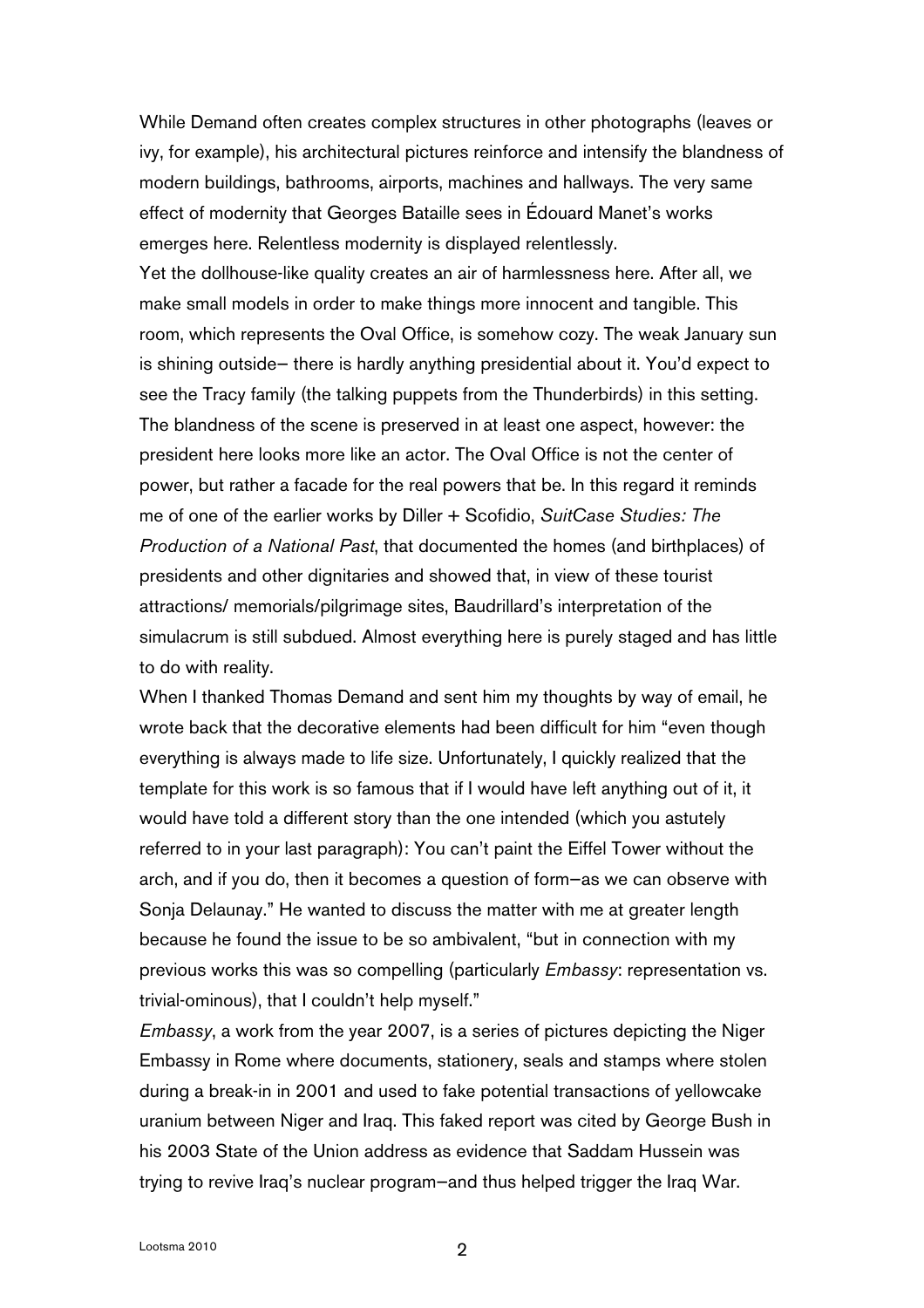While Demand often creates complex structures in other photographs (leaves or ivy, for example), his architectural pictures reinforce and intensify the blandness of modern buildings, bathrooms, airports, machines and hallways. The very same effect of modernity that Georges Bataille sees in Édouard Manet's works emerges here. Relentless modernity is displayed relentlessly.

Yet the dollhouse-like quality creates an air of harmlessness here. After all, we make small models in order to make things more innocent and tangible. This room, which represents the Oval Office, is somehow cozy. The weak January sun is shining outside– there is hardly anything presidential about it. You'd expect to see the Tracy family (the talking puppets from the Thunderbirds) in this setting. The blandness of the scene is preserved in at least one aspect, however: the president here looks more like an actor. The Oval Office is not the center of power, but rather a facade for the real powers that be. In this regard it reminds me of one of the earlier works by Diller + Scofidio, *SuitCase Studies: The Production of a National Past*, that documented the homes (and birthplaces) of presidents and other dignitaries and showed that, in view of these tourist attractions/ memorials/pilgrimage sites, Baudrillard's interpretation of the simulacrum is still subdued. Almost everything here is purely staged and has little to do with reality.

When I thanked Thomas Demand and sent him my thoughts by way of email, he wrote back that the decorative elements had been difficult for him "even though everything is always made to life size. Unfortunately, I quickly realized that the template for this work is so famous that if I would have left anything out of it, it would have told a different story than the one intended (which you astutely referred to in your last paragraph): You can't paint the Eiffel Tower without the arch, and if you do, then it becomes a question of form–as we can observe with Sonja Delaunay." He wanted to discuss the matter with me at greater length because he found the issue to be so ambivalent, "but in connection with my previous works this was so compelling (particularly *Embassy*: representation vs. trivial-ominous), that I couldn't help myself."

*Embassy*, a work from the year 2007, is a series of pictures depicting the Niger Embassy in Rome where documents, stationery, seals and stamps where stolen during a break-in in 2001 and used to fake potential transactions of yellowcake uranium between Niger and Iraq. This faked report was cited by George Bush in his 2003 State of the Union address as evidence that Saddam Hussein was trying to revive Iraq's nuclear program–and thus helped trigger the Iraq War.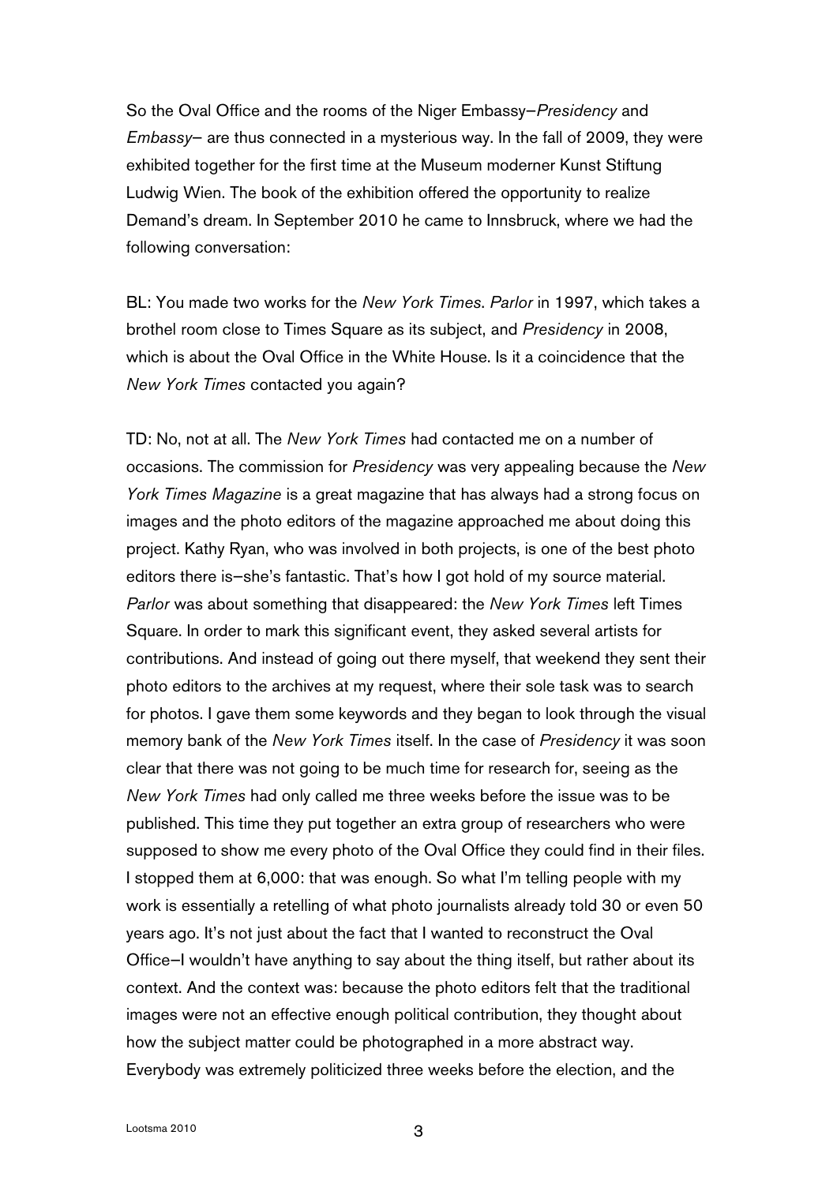So the Oval Office and the rooms of the Niger Embassy–*Presidency* and *Embassy*– are thus connected in a mysterious way. In the fall of 2009, they were exhibited together for the first time at the Museum moderner Kunst Stiftung Ludwig Wien. The book of the exhibition offered the opportunity to realize Demand's dream. In September 2010 he came to Innsbruck, where we had the following conversation:

BL: You made two works for the *New York Times*. *Parlor* in 1997, which takes a brothel room close to Times Square as its subject, and *Presidency* in 2008, which is about the Oval Office in the White House. Is it a coincidence that the *New York Times* contacted you again?

TD: No, not at all. The *New York Times* had contacted me on a number of occasions. The commission for *Presidency* was very appealing because the *New York Times Magazine* is a great magazine that has always had a strong focus on images and the photo editors of the magazine approached me about doing this project. Kathy Ryan, who was involved in both projects, is one of the best photo editors there is–she's fantastic. That's how I got hold of my source material. *Parlor* was about something that disappeared: the *New York Times* left Times Square. In order to mark this significant event, they asked several artists for contributions. And instead of going out there myself, that weekend they sent their photo editors to the archives at my request, where their sole task was to search for photos. I gave them some keywords and they began to look through the visual memory bank of the *New York Times* itself. In the case of *Presidency* it was soon clear that there was not going to be much time for research for, seeing as the *New York Times* had only called me three weeks before the issue was to be published. This time they put together an extra group of researchers who were supposed to show me every photo of the Oval Office they could find in their files. I stopped them at 6,000: that was enough. So what I'm telling people with my work is essentially a retelling of what photo journalists already told 30 or even 50 years ago. It's not just about the fact that I wanted to reconstruct the Oval Office–I wouldn't have anything to say about the thing itself, but rather about its context. And the context was: because the photo editors felt that the traditional images were not an effective enough political contribution, they thought about how the subject matter could be photographed in a more abstract way. Everybody was extremely politicized three weeks before the election, and the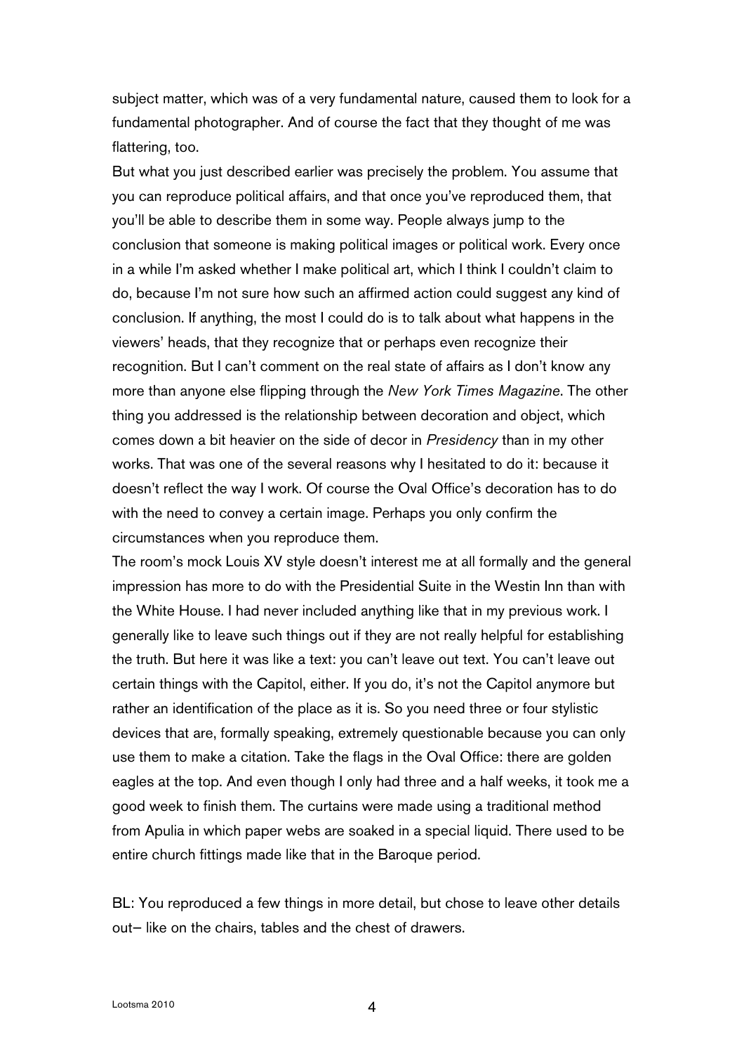subject matter, which was of a very fundamental nature, caused them to look for a fundamental photographer. And of course the fact that they thought of me was flattering, too.

But what you just described earlier was precisely the problem. You assume that you can reproduce political affairs, and that once you've reproduced them, that you'll be able to describe them in some way. People always jump to the conclusion that someone is making political images or political work. Every once in a while I'm asked whether I make political art, which I think I couldn't claim to do, because I'm not sure how such an affirmed action could suggest any kind of conclusion. If anything, the most I could do is to talk about what happens in the viewers' heads, that they recognize that or perhaps even recognize their recognition. But I can't comment on the real state of affairs as I don't know any more than anyone else flipping through the *New York Times Magazine*. The other thing you addressed is the relationship between decoration and object, which comes down a bit heavier on the side of decor in *Presidency* than in my other works. That was one of the several reasons why I hesitated to do it: because it doesn't reflect the way I work. Of course the Oval Office's decoration has to do with the need to convey a certain image. Perhaps you only confirm the circumstances when you reproduce them.

The room's mock Louis XV style doesn't interest me at all formally and the general impression has more to do with the Presidential Suite in the Westin Inn than with the White House. I had never included anything like that in my previous work. I generally like to leave such things out if they are not really helpful for establishing the truth. But here it was like a text: you can't leave out text. You can't leave out certain things with the Capitol, either. If you do, it's not the Capitol anymore but rather an identification of the place as it is. So you need three or four stylistic devices that are, formally speaking, extremely questionable because you can only use them to make a citation. Take the flags in the Oval Office: there are golden eagles at the top. And even though I only had three and a half weeks, it took me a good week to finish them. The curtains were made using a traditional method from Apulia in which paper webs are soaked in a special liquid. There used to be entire church fittings made like that in the Baroque period.

BL: You reproduced a few things in more detail, but chose to leave other details out– like on the chairs, tables and the chest of drawers.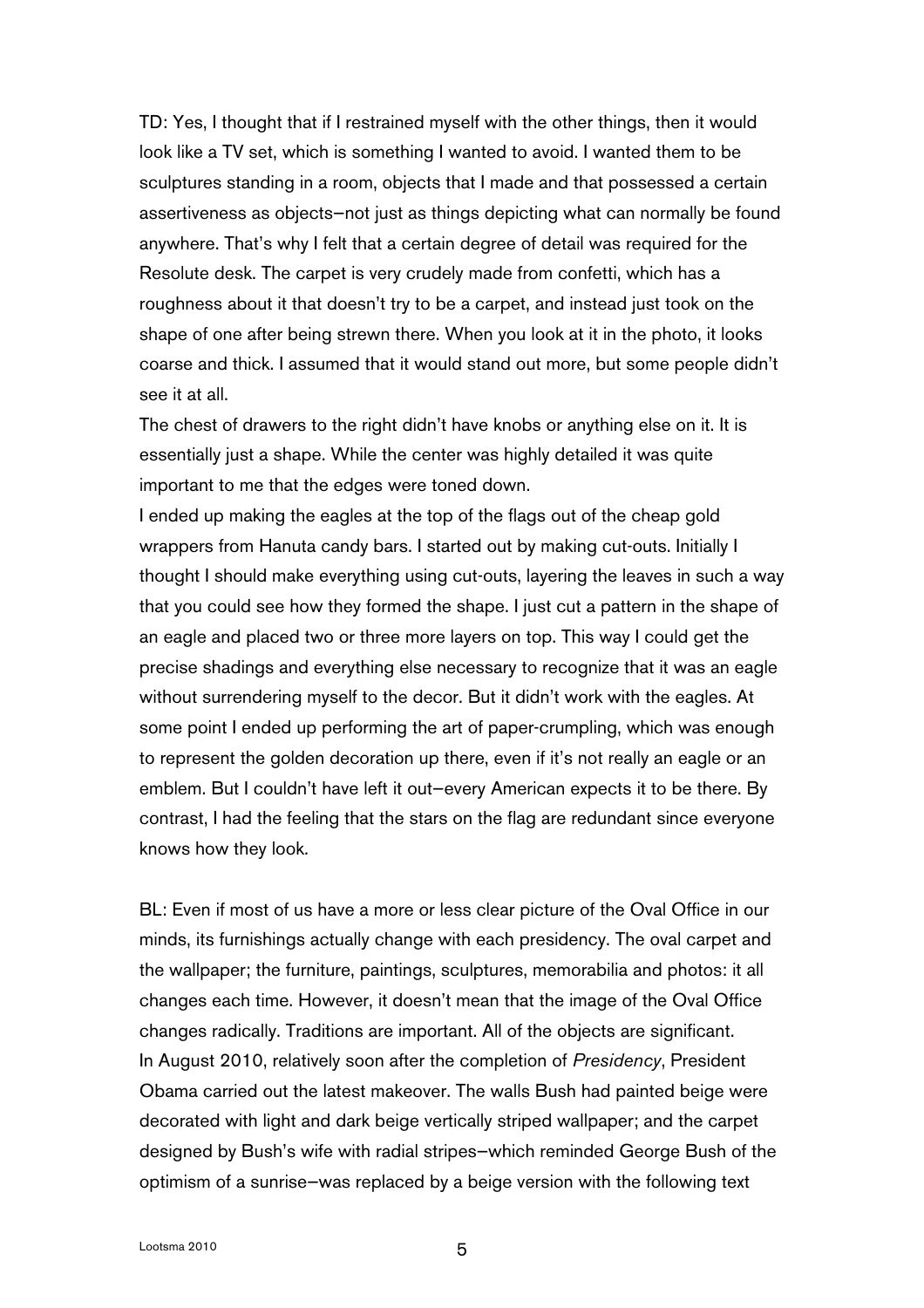TD: Yes, I thought that if I restrained myself with the other things, then it would look like a TV set, which is something I wanted to avoid. I wanted them to be sculptures standing in a room, objects that I made and that possessed a certain assertiveness as objects—not just as things depicting what can normally be found anywhere. That's why I felt that a certain degree of detail was required for the Resolute desk. The carpet is very crudely made from confetti, which has a roughness about it that doesn't try to be a carpet, and instead just took on the shape of one after being strewn there. When you look at it in the photo, it looks coarse and thick. I assumed that it would stand out more, but some people didn't see it at all.
The chest of drawers to the right didn't have knobs or anything else on it. It is essentially just a shape. While the center was highly detailed it was quite important to me that the edges were toned down.
I ended up making the eagles at the top of the flags out of the cheap gold wrappers from Hanuta candy bars. I started out by making cut-outs. Initially I thought I should make everything using cut-outs, layering the leaves in such a way that you could see how they formed the shape. I just cut a pattern in the shape of an eagle and placed two or three more layers on top. This way I could get the precise shadings and everything else necessary to recognize that it was an eagle without surrendering myself to the decor. But it didn't work with the eagles. At some point I ended up performing the art of paper-crumpling, which was enough to represent the golden decoration up there, even if it's not really an eagle or an emblem. But I couldn't have left it out—every American expects it to be there. By contrast, I had the feeling that the stars on the flag are redundant since everyone knows how they look.

BL: Even if most of us have a more or less clear picture of the Oval Office in our minds, its furnishings actually change with each presidency. The oval carpet and the wallpaper; the furniture, paintings, sculptures, memorabilia and photos: it all changes each time. However, it doesn't mean that the image of the Oval Office changes radically. Traditions are important. All of the objects are significant.
In August 2010, relatively soon after the completion of *Presidency*, President Obama carried out the latest makeover. The walls Bush had painted beige were decorated with light and dark beige vertically striped wallpaper; and the carpet designed by Bush's wife with radial stripes—which reminded George Bush of the optimism of a sunrise—was replaced by a beige version with the following text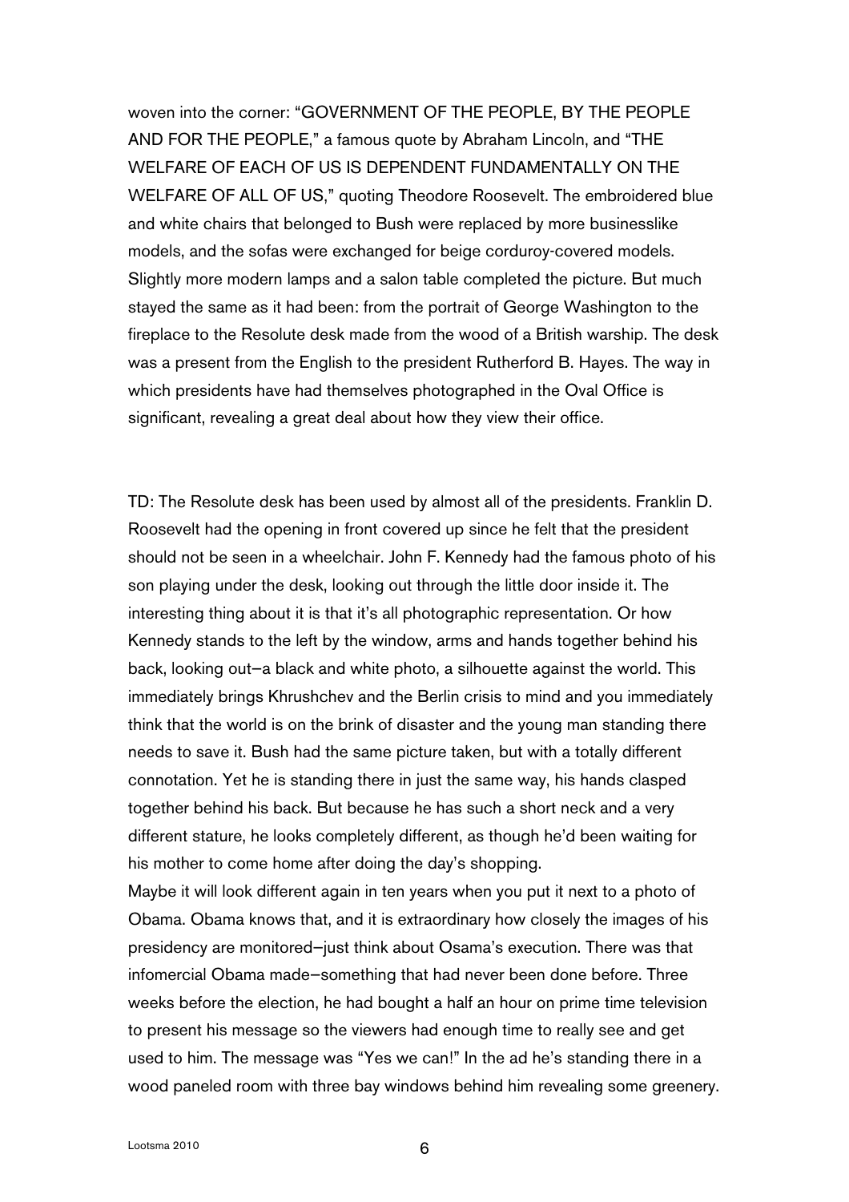woven into the corner: "GOVERNMENT OF THE PEOPLE, BY THE PEOPLE AND FOR THE PEOPLE," a famous quote by Abraham Lincoln, and "THE WELFARE OF EACH OF US IS DEPENDENT FUNDAMENTALLY ON THE WELFARE OF ALL OF US," quoting Theodore Roosevelt. The embroidered blue and white chairs that belonged to Bush were replaced by more businesslike models, and the sofas were exchanged for beige corduroy-covered models. Slightly more modern lamps and a salon table completed the picture. But much stayed the same as it had been: from the portrait of George Washington to the fireplace to the Resolute desk made from the wood of a British warship. The desk was a present from the English to the president Rutherford B. Hayes. The way in which presidents have had themselves photographed in the Oval Office is significant, revealing a great deal about how they view their office.

TD: The Resolute desk has been used by almost all of the presidents. Franklin D. Roosevelt had the opening in front covered up since he felt that the president should not be seen in a wheelchair. John F. Kennedy had the famous photo of his son playing under the desk, looking out through the little door inside it. The interesting thing about it is that it's all photographic representation. Or how Kennedy stands to the left by the window, arms and hands together behind his back, looking out–a black and white photo, a silhouette against the world. This immediately brings Khrushchev and the Berlin crisis to mind and you immediately think that the world is on the brink of disaster and the young man standing there needs to save it. Bush had the same picture taken, but with a totally different connotation. Yet he is standing there in just the same way, his hands clasped together behind his back. But because he has such a short neck and a very different stature, he looks completely different, as though he'd been waiting for his mother to come home after doing the day's shopping.
Maybe it will look different again in ten years when you put it next to a photo of Obama. Obama knows that, and it is extraordinary how closely the images of his presidency are monitored–just think about Osama's execution. There was that infomercial Obama made–something that had never been done before. Three weeks before the election, he had bought a half an hour on prime time television to present his message so the viewers had enough time to really see and get used to him. The message was "Yes we can!" In the ad he's standing there in a wood paneled room with three bay windows behind him revealing some greenery.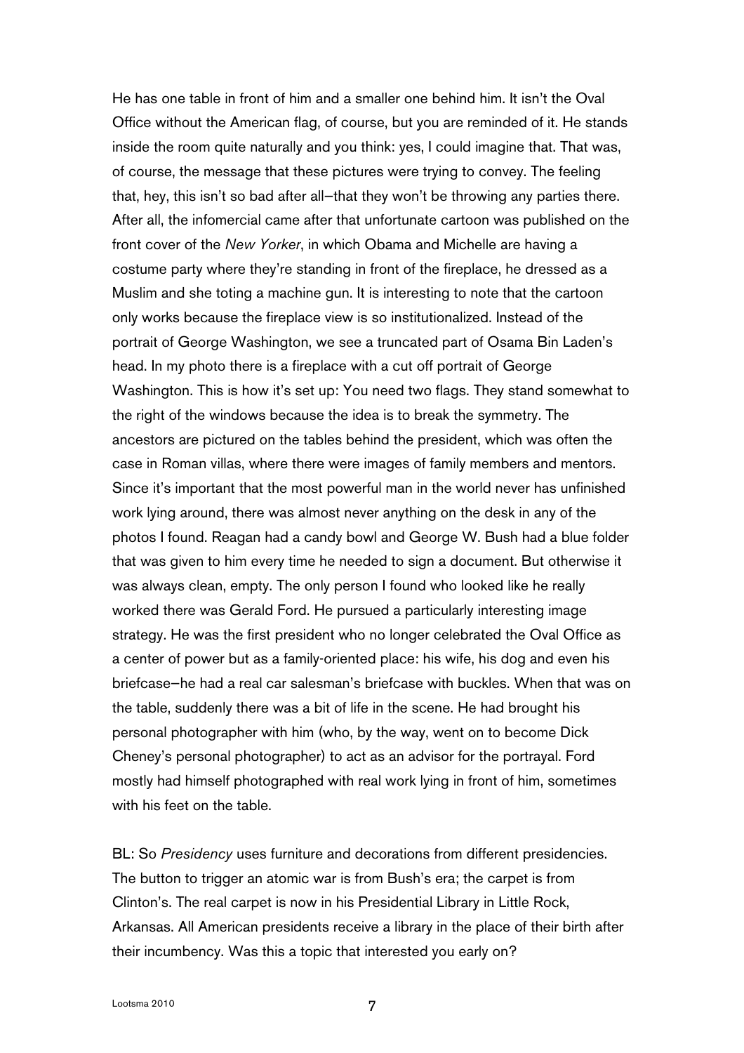He has one table in front of him and a smaller one behind him. It isn't the Oval Office without the American flag, of course, but you are reminded of it. He stands inside the room quite naturally and you think: yes, I could imagine that. That was, of course, the message that these pictures were trying to convey. The feeling that, hey, this isn't so bad after all—that they won't be throwing any parties there. After all, the infomercial came after that unfortunate cartoon was published on the front cover of the *New Yorker*, in which Obama and Michelle are having a costume party where they're standing in front of the fireplace, he dressed as a Muslim and she toting a machine gun. It is interesting to note that the cartoon only works because the fireplace view is so institutionalized. Instead of the portrait of George Washington, we see a truncated part of Osama Bin Laden's head. In my photo there is a fireplace with a cut off portrait of George Washington. This is how it's set up: You need two flags. They stand somewhat to the right of the windows because the idea is to break the symmetry. The ancestors are pictured on the tables behind the president, which was often the case in Roman villas, where there were images of family members and mentors. Since it's important that the most powerful man in the world never has unfinished work lying around, there was almost never anything on the desk in any of the photos I found. Reagan had a candy bowl and George W. Bush had a blue folder that was given to him every time he needed to sign a document. But otherwise it was always clean, empty. The only person I found who looked like he really worked there was Gerald Ford. He pursued a particularly interesting image strategy. He was the first president who no longer celebrated the Oval Office as a center of power but as a family-oriented place: his wife, his dog and even his briefcase—he had a real car salesman's briefcase with buckles. When that was on the table, suddenly there was a bit of life in the scene. He had brought his personal photographer with him (who, by the way, went on to become Dick Cheney's personal photographer) to act as an advisor for the portrayal. Ford mostly had himself photographed with real work lying in front of him, sometimes with his feet on the table.

BL: So *Presidency* uses furniture and decorations from different presidencies. The button to trigger an atomic war is from Bush's era; the carpet is from Clinton's. The real carpet is now in his Presidential Library in Little Rock, Arkansas. All American presidents receive a library in the place of their birth after their incumbency. Was this a topic that interested you early on?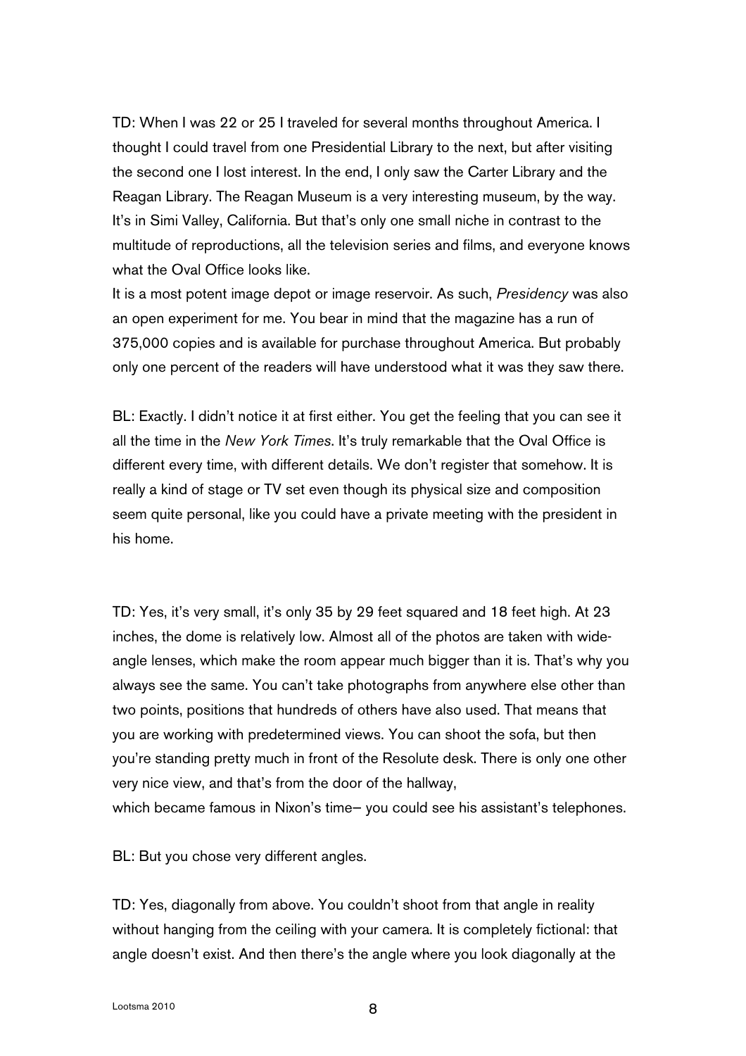TD: When I was 22 or 25 I traveled for several months throughout America. I thought I could travel from one Presidential Library to the next, but after visiting the second one I lost interest. In the end, I only saw the Carter Library and the Reagan Library. The Reagan Museum is a very interesting museum, by the way. It's in Simi Valley, California. But that's only one small niche in contrast to the multitude of reproductions, all the television series and films, and everyone knows what the Oval Office looks like.
It is a most potent image depot or image reservoir. As such, *Presidency* was also an open experiment for me. You bear in mind that the magazine has a run of 375,000 copies and is available for purchase throughout America. But probably only one percent of the readers will have understood what it was they saw there.

BL: Exactly. I didn't notice it at first either. You get the feeling that you can see it all the time in the *New York Times*. It's truly remarkable that the Oval Office is different every time, with different details. We don't register that somehow. It is really a kind of stage or TV set even though its physical size and composition seem quite personal, like you could have a private meeting with the president in his home.

TD: Yes, it's very small, it's only 35 by 29 feet squared and 18 feet high. At 23 inches, the dome is relatively low. Almost all of the photos are taken with wide-angle lenses, which make the room appear much bigger than it is. That's why you always see the same. You can't take photographs from anywhere else other than two points, positions that hundreds of others have also used. That means that you are working with predetermined views. You can shoot the sofa, but then you're standing pretty much in front of the Resolute desk. There is only one other very nice view, and that's from the door of the hallway,
which became famous in Nixon's time– you could see his assistant's telephones.

BL: But you chose very different angles.

TD: Yes, diagonally from above. You couldn't shoot from that angle in reality without hanging from the ceiling with your camera. It is completely fictional: that angle doesn't exist. And then there's the angle where you look diagonally at the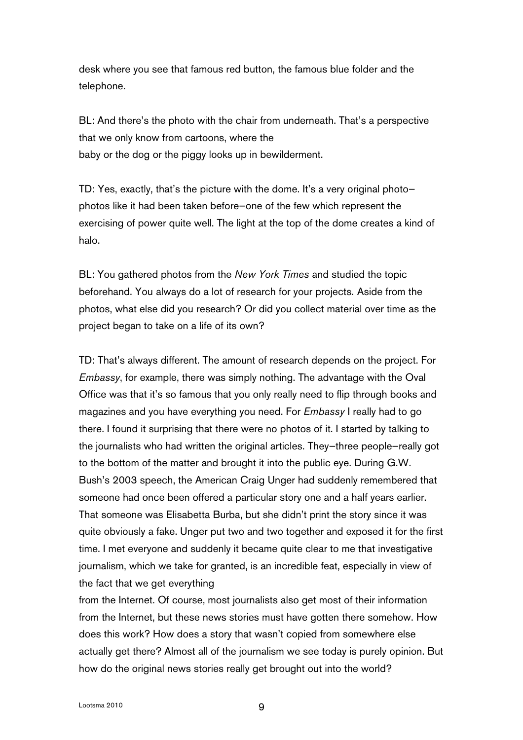desk where you see that famous red button, the famous blue folder and the telephone.

BL: And there's the photo with the chair from underneath. That's a perspective that we only know from cartoons, where the baby or the dog or the piggy looks up in bewilderment.

TD: Yes, exactly, that's the picture with the dome. It's a very original photo—photos like it had been taken before—one of the few which represent the exercising of power quite well. The light at the top of the dome creates a kind of halo.

BL: You gathered photos from the *New York Times* and studied the topic beforehand. You always do a lot of research for your projects. Aside from the photos, what else did you research? Or did you collect material over time as the project began to take on a life of its own?

TD: That's always different. The amount of research depends on the project. For *Embassy*, for example, there was simply nothing. The advantage with the Oval Office was that it's so famous that you only really need to flip through books and magazines and you have everything you need. For *Embassy* I really had to go there. I found it surprising that there were no photos of it. I started by talking to the journalists who had written the original articles. They—three people—really got to the bottom of the matter and brought it into the public eye. During G.W. Bush's 2003 speech, the American Craig Unger had suddenly remembered that someone had once been offered a particular story one and a half years earlier. That someone was Elisabetta Burba, but she didn't print the story since it was quite obviously a fake. Unger put two and two together and exposed it for the first time. I met everyone and suddenly it became quite clear to me that investigative journalism, which we take for granted, is an incredible feat, especially in view of the fact that we get everything from the Internet. Of course, most journalists also get most of their information from the Internet, but these news stories must have gotten there somehow. How does this work? How does a story that wasn't copied from somewhere else actually get there? Almost all of the journalism we see today is purely opinion. But how do the original news stories really get brought out into the world?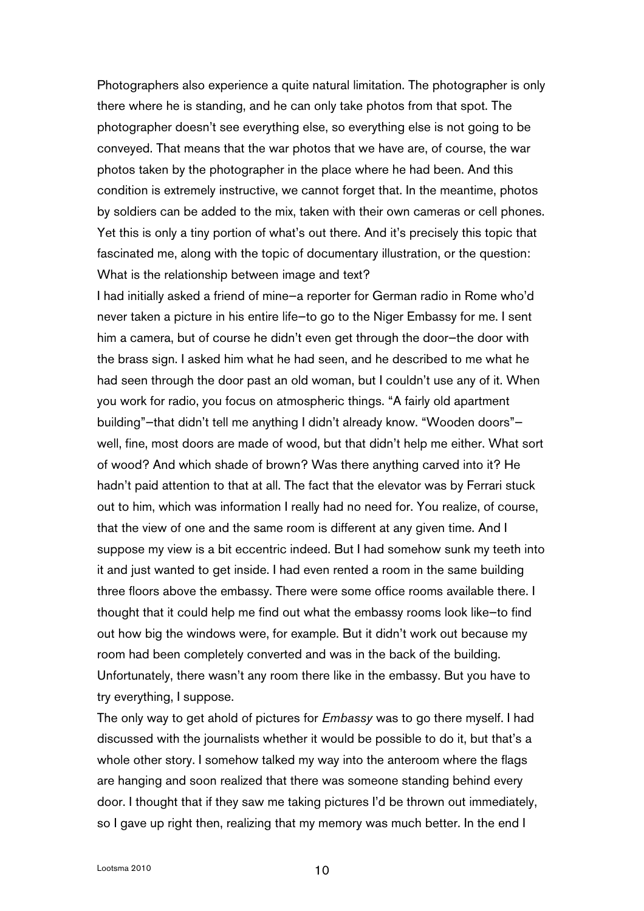Photographers also experience a quite natural limitation. The photographer is only there where he is standing, and he can only take photos from that spot. The photographer doesn't see everything else, so everything else is not going to be conveyed. That means that the war photos that we have are, of course, the war photos taken by the photographer in the place where he had been. And this condition is extremely instructive, we cannot forget that. In the meantime, photos by soldiers can be added to the mix, taken with their own cameras or cell phones. Yet this is only a tiny portion of what's out there. And it's precisely this topic that fascinated me, along with the topic of documentary illustration, or the question: What is the relationship between image and text?

I had initially asked a friend of mine—a reporter for German radio in Rome who'd never taken a picture in his entire life—to go to the Niger Embassy for me. I sent him a camera, but of course he didn't even get through the door—the door with the brass sign. I asked him what he had seen, and he described to me what he had seen through the door past an old woman, but I couldn't use any of it. When you work for radio, you focus on atmospheric things. "A fairly old apartment building"—that didn't tell me anything I didn't already know. "Wooden doors"—well, fine, most doors are made of wood, but that didn't help me either. What sort of wood? And which shade of brown? Was there anything carved into it? He hadn't paid attention to that at all. The fact that the elevator was by Ferrari stuck out to him, which was information I really had no need for. You realize, of course, that the view of one and the same room is different at any given time. And I suppose my view is a bit eccentric indeed. But I had somehow sunk my teeth into it and just wanted to get inside. I had even rented a room in the same building three floors above the embassy. There were some office rooms available there. I thought that it could help me find out what the embassy rooms look like—to find out how big the windows were, for example. But it didn't work out because my room had been completely converted and was in the back of the building. Unfortunately, there wasn't any room there like in the embassy. But you have to try everything, I suppose.

The only way to get ahold of pictures for *Embassy* was to go there myself. I had discussed with the journalists whether it would be possible to do it, but that's a whole other story. I somehow talked my way into the anteroom where the flags are hanging and soon realized that there was someone standing behind every door. I thought that if they saw me taking pictures I'd be thrown out immediately, so I gave up right then, realizing that my memory was much better. In the end I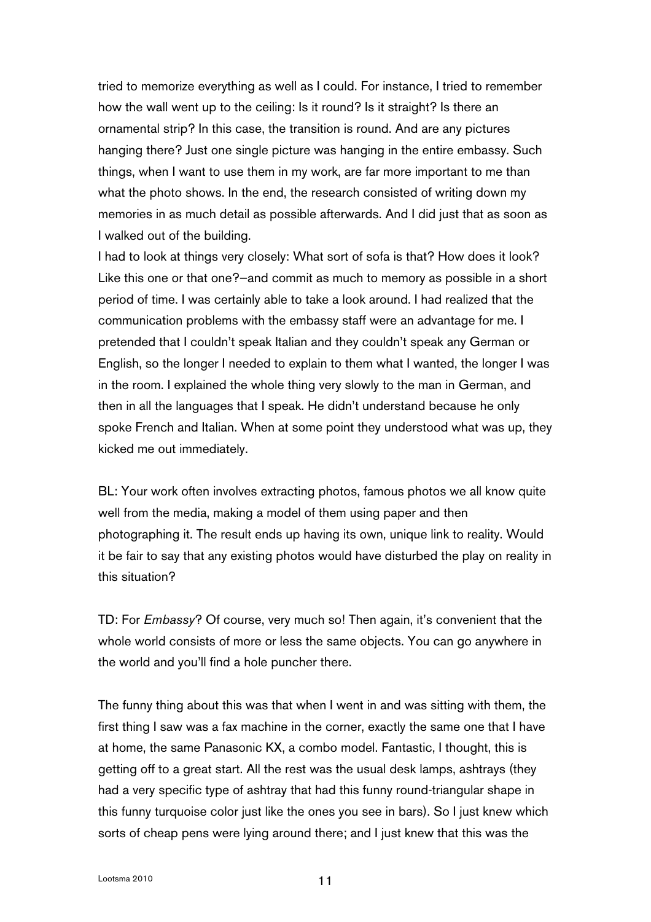tried to memorize everything as well as I could. For instance, I tried to remember how the wall went up to the ceiling: Is it round? Is it straight? Is there an ornamental strip? In this case, the transition is round. And are any pictures hanging there? Just one single picture was hanging in the entire embassy. Such things, when I want to use them in my work, are far more important to me than what the photo shows. In the end, the research consisted of writing down my memories in as much detail as possible afterwards. And I did just that as soon as I walked out of the building.
I had to look at things very closely: What sort of sofa is that? How does it look? Like this one or that one?—and commit as much to memory as possible in a short period of time. I was certainly able to take a look around. I had realized that the communication problems with the embassy staff were an advantage for me. I pretended that I couldn't speak Italian and they couldn't speak any German or English, so the longer I needed to explain to them what I wanted, the longer I was in the room. I explained the whole thing very slowly to the man in German, and then in all the languages that I speak. He didn't understand because he only spoke French and Italian. When at some point they understood what was up, they kicked me out immediately.

BL: Your work often involves extracting photos, famous photos we all know quite well from the media, making a model of them using paper and then photographing it. The result ends up having its own, unique link to reality. Would it be fair to say that any existing photos would have disturbed the play on reality in this situation?

TD: For *Embassy*? Of course, very much so! Then again, it's convenient that the whole world consists of more or less the same objects. You can go anywhere in the world and you'll find a hole puncher there.

The funny thing about this was that when I went in and was sitting with them, the first thing I saw was a fax machine in the corner, exactly the same one that I have at home, the same Panasonic KX, a combo model. Fantastic, I thought, this is getting off to a great start. All the rest was the usual desk lamps, ashtrays (they had a very specific type of ashtray that had this funny round-triangular shape in this funny turquoise color just like the ones you see in bars). So I just knew which sorts of cheap pens were lying around there; and I just knew that this was the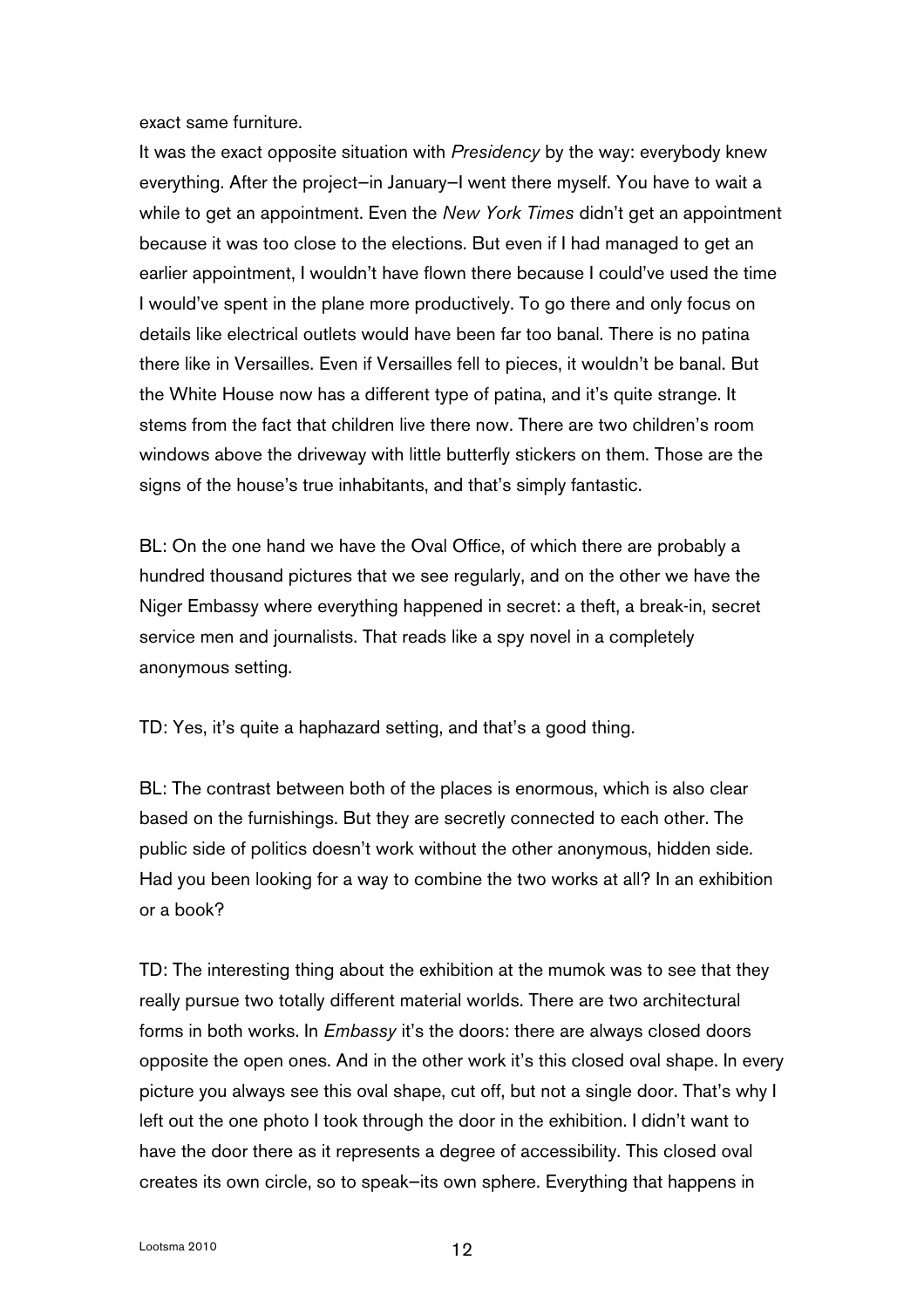exact same furniture.

It was the exact opposite situation with *Presidency* by the way: everybody knew everything. After the project—in January—I went there myself. You have to wait a while to get an appointment. Even the *New York Times* didn't get an appointment because it was too close to the elections. But even if I had managed to get an earlier appointment, I wouldn't have flown there because I could've used the time I would've spent in the plane more productively. To go there and only focus on details like electrical outlets would have been far too banal. There is no patina there like in Versailles. Even if Versailles fell to pieces, it wouldn't be banal. But the White House now has a different type of patina, and it's quite strange. It stems from the fact that children live there now. There are two children's room windows above the driveway with little butterfly stickers on them. Those are the signs of the house's true inhabitants, and that's simply fantastic.

BL: On the one hand we have the Oval Office, of which there are probably a hundred thousand pictures that we see regularly, and on the other we have the Niger Embassy where everything happened in secret: a theft, a break-in, secret service men and journalists. That reads like a spy novel in a completely anonymous setting.

TD: Yes, it's quite a haphazard setting, and that's a good thing.

BL: The contrast between both of the places is enormous, which is also clear based on the furnishings. But they are secretly connected to each other. The public side of politics doesn't work without the other anonymous, hidden side. Had you been looking for a way to combine the two works at all? In an exhibition or a book?

TD: The interesting thing about the exhibition at the mumok was to see that they really pursue two totally different material worlds. There are two architectural forms in both works. In *Embassy* it's the doors: there are always closed doors opposite the open ones. And in the other work it's this closed oval shape. In every picture you always see this oval shape, cut off, but not a single door. That's why I left out the one photo I took through the door in the exhibition. I didn't want to have the door there as it represents a degree of accessibility. This closed oval creates its own circle, so to speak—its own sphere. Everything that happens in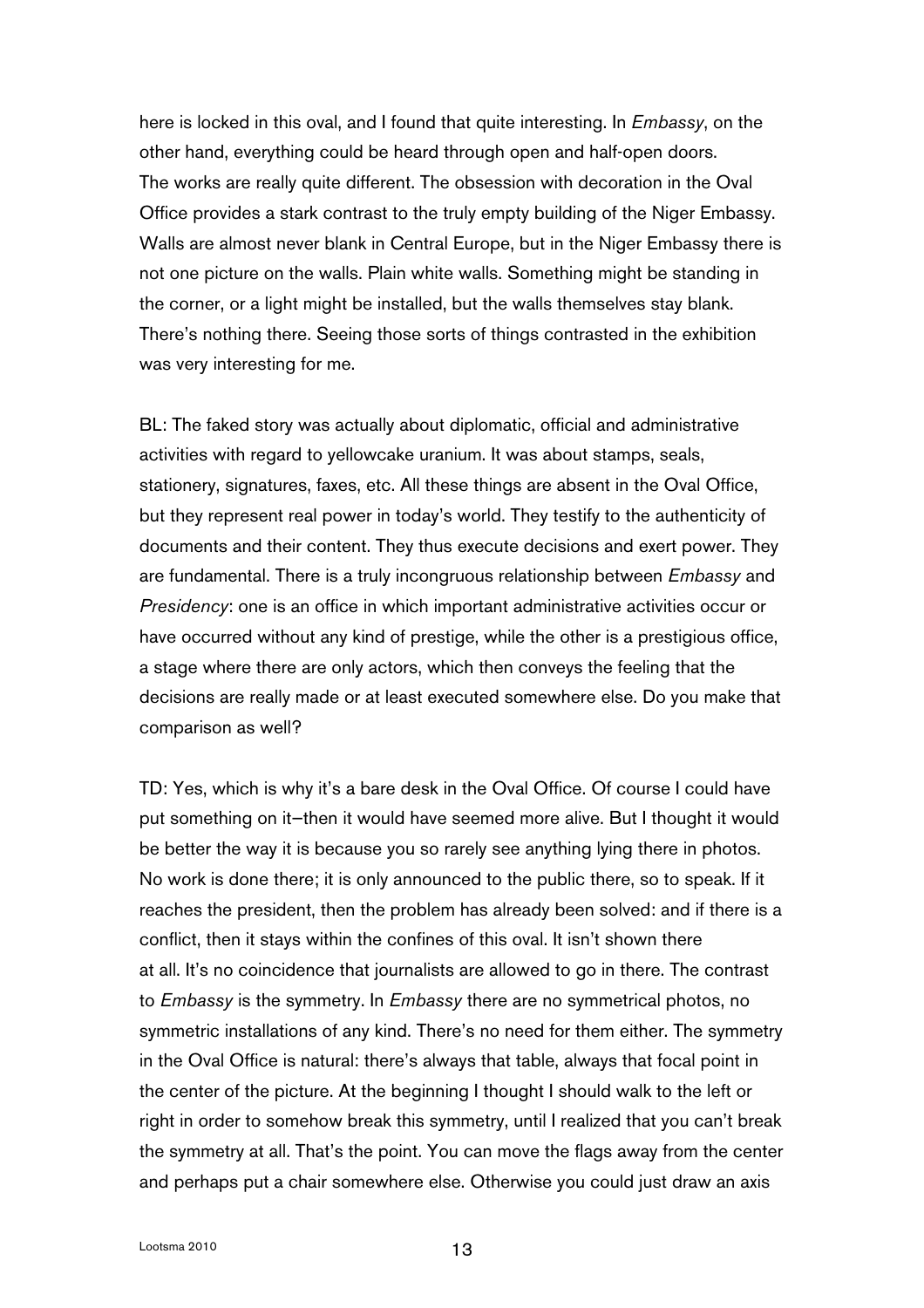here is locked in this oval, and I found that quite interesting. In *Embassy*, on the other hand, everything could be heard through open and half-open doors. The works are really quite different. The obsession with decoration in the Oval Office provides a stark contrast to the truly empty building of the Niger Embassy. Walls are almost never blank in Central Europe, but in the Niger Embassy there is not one picture on the walls. Plain white walls. Something might be standing in the corner, or a light might be installed, but the walls themselves stay blank. There's nothing there. Seeing those sorts of things contrasted in the exhibition was very interesting for me.

BL: The faked story was actually about diplomatic, official and administrative activities with regard to yellowcake uranium. It was about stamps, seals, stationery, signatures, faxes, etc. All these things are absent in the Oval Office, but they represent real power in today's world. They testify to the authenticity of documents and their content. They thus execute decisions and exert power. They are fundamental. There is a truly incongruous relationship between *Embassy* and *Presidency*: one is an office in which important administrative activities occur or have occurred without any kind of prestige, while the other is a prestigious office, a stage where there are only actors, which then conveys the feeling that the decisions are really made or at least executed somewhere else. Do you make that comparison as well?

TD: Yes, which is why it's a bare desk in the Oval Office. Of course I could have put something on it–then it would have seemed more alive. But I thought it would be better the way it is because you so rarely see anything lying there in photos. No work is done there; it is only announced to the public there, so to speak. If it reaches the president, then the problem has already been solved: and if there is a conflict, then it stays within the confines of this oval. It isn't shown there at all. It's no coincidence that journalists are allowed to go in there. The contrast to *Embassy* is the symmetry. In *Embassy* there are no symmetrical photos, no symmetric installations of any kind. There's no need for them either. The symmetry in the Oval Office is natural: there's always that table, always that focal point in the center of the picture. At the beginning I thought I should walk to the left or right in order to somehow break this symmetry, until I realized that you can't break the symmetry at all. That's the point. You can move the flags away from the center and perhaps put a chair somewhere else. Otherwise you could just draw an axis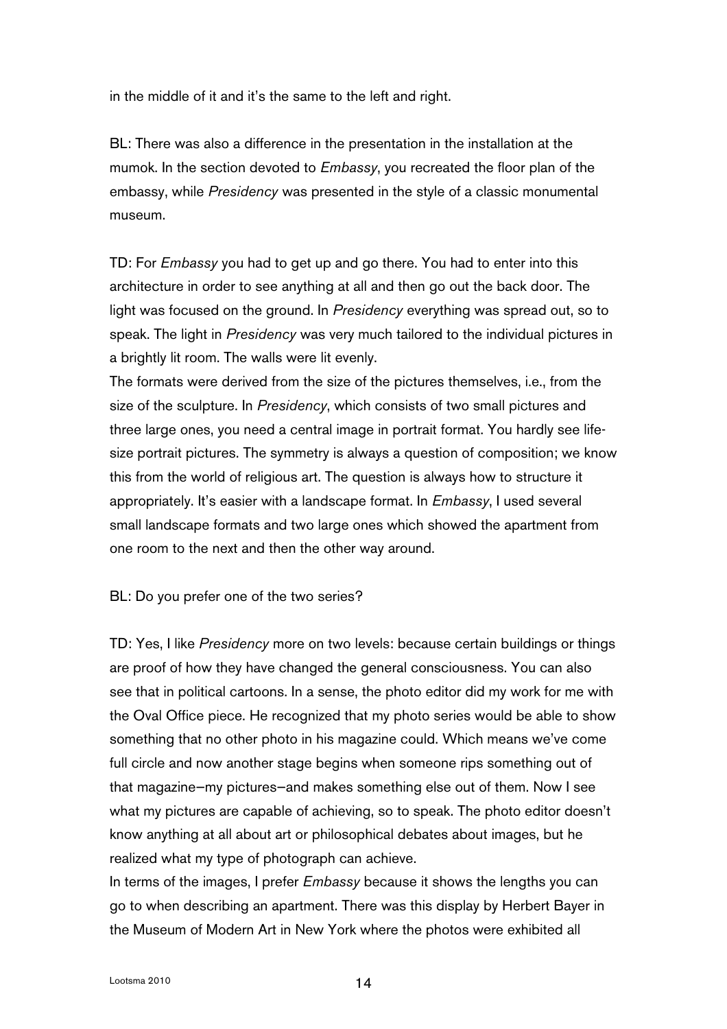in the middle of it and it's the same to the left and right.

BL: There was also a difference in the presentation in the installation at the mumok. In the section devoted to *Embassy*, you recreated the floor plan of the embassy, while *Presidency* was presented in the style of a classic monumental museum.

TD: For *Embassy* you had to get up and go there. You had to enter into this architecture in order to see anything at all and then go out the back door. The light was focused on the ground. In *Presidency* everything was spread out, so to speak. The light in *Presidency* was very much tailored to the individual pictures in a brightly lit room. The walls were lit evenly.
The formats were derived from the size of the pictures themselves, i.e., from the size of the sculpture. In *Presidency*, which consists of two small pictures and three large ones, you need a central image in portrait format. You hardly see life-size portrait pictures. The symmetry is always a question of composition; we know this from the world of religious art. The question is always how to structure it appropriately. It's easier with a landscape format. In *Embassy*, I used several small landscape formats and two large ones which showed the apartment from one room to the next and then the other way around.

BL: Do you prefer one of the two series?

TD: Yes, I like *Presidency* more on two levels: because certain buildings or things are proof of how they have changed the general consciousness. You can also see that in political cartoons. In a sense, the photo editor did my work for me with the Oval Office piece. He recognized that my photo series would be able to show something that no other photo in his magazine could. Which means we've come full circle and now another stage begins when someone rips something out of that magazine—my pictures—and makes something else out of them. Now I see what my pictures are capable of achieving, so to speak. The photo editor doesn't know anything at all about art or philosophical debates about images, but he realized what my type of photograph can achieve.
In terms of the images, I prefer *Embassy* because it shows the lengths you can go to when describing an apartment. There was this display by Herbert Bayer in the Museum of Modern Art in New York where the photos were exhibited all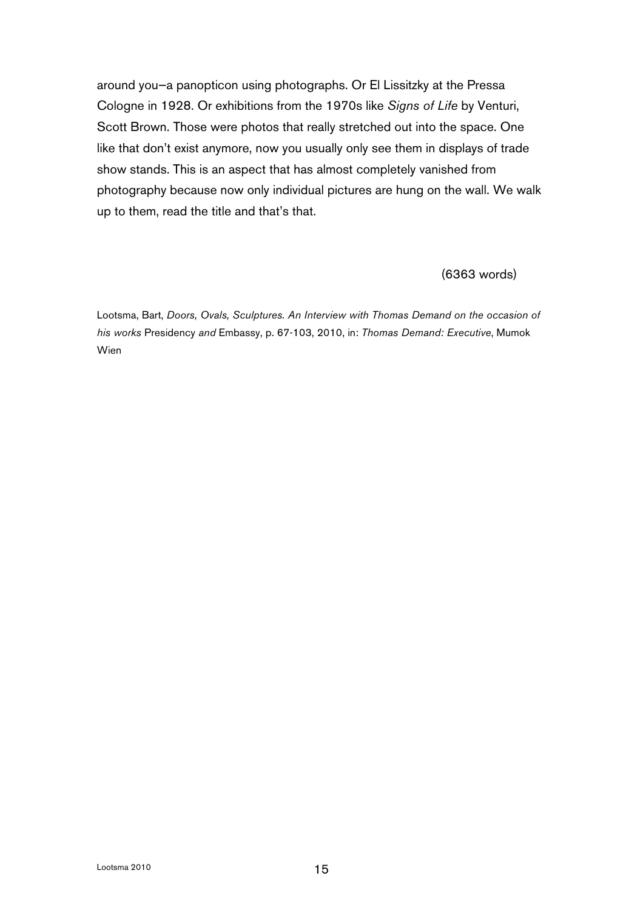around you—a panopticon using photographs. Or El Lissitzky at the Pressa Cologne in 1928. Or exhibitions from the 1970s like *Signs of Life* by Venturi, Scott Brown. Those were photos that really stretched out into the space. One like that don't exist anymore, now you usually only see them in displays of trade show stands. This is an aspect that has almost completely vanished from photography because now only individual pictures are hung on the wall. We walk up to them, read the title and that's that.

(6363 words)

Lootsma, Bart, *Doors, Ovals, Sculptures. An Interview with Thomas Demand on the occasion of his works* Presidency *and* Embassy, p. 67-103, 2010, in: *Thomas Demand: Executive*, Mumok Wien